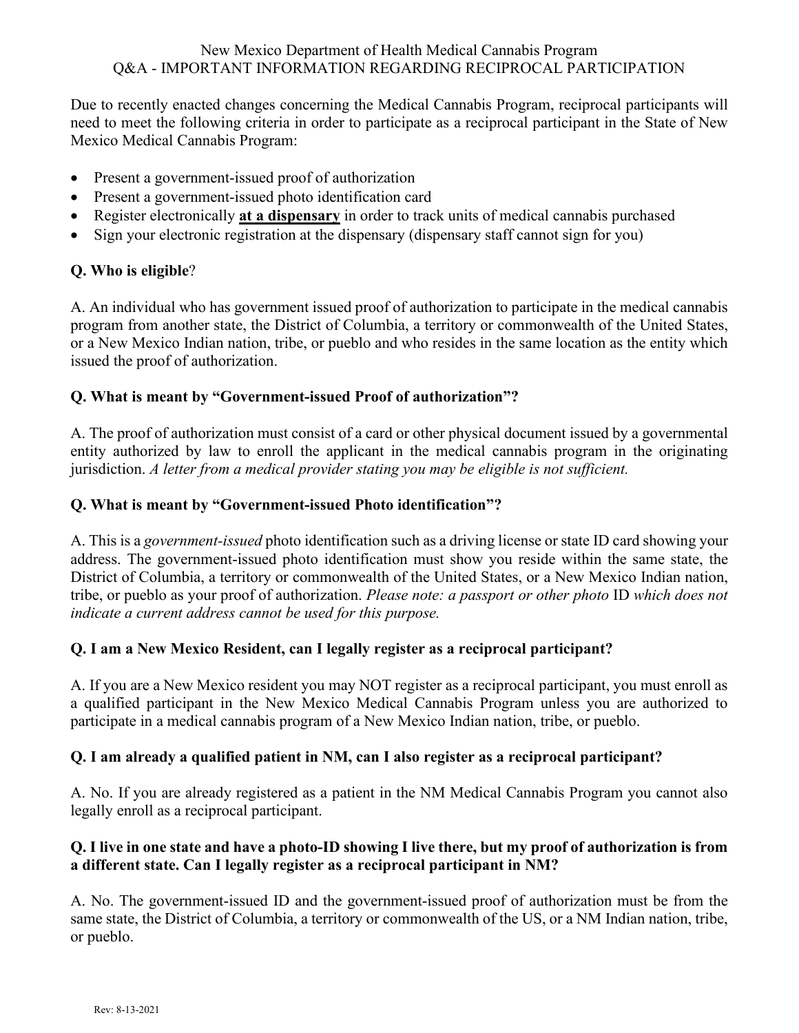# New Mexico Department of Health Medical Cannabis Program
## Q&A - IMPORTANT INFORMATION REGARDING RECIPROCAL PARTICIPATION

Due to recently enacted changes concerning the Medical Cannabis Program, reciprocal participants will need to meet the following criteria in order to participate as a reciprocal participant in the State of New Mexico Medical Cannabis Program:

- Present a government-issued proof of authorization
- Present a government-issued photo identification card
- Register electronically **at a dispensary** in order to track units of medical cannabis purchased
- Sign your electronic registration at the dispensary (dispensary staff cannot sign for you)

### Q. Who is eligible?

A. An individual who has government issued proof of authorization to participate in the medical cannabis program from another state, the District of Columbia, a territory or commonwealth of the United States, or a New Mexico Indian nation, tribe, or pueblo and who resides in the same location as the entity which issued the proof of authorization.

### Q. What is meant by "Government-issued Proof of authorization"?

A. The proof of authorization must consist of a card or other physical document issued by a governmental entity authorized by law to enroll the applicant in the medical cannabis program in the originating jurisdiction. *A letter from a medical provider stating you may be eligible is not sufficient.*

### Q. What is meant by "Government-issued Photo identification"?

A. This is a *government-issued* photo identification such as a driving license or state ID card showing your address. The government-issued photo identification must show you reside within the same state, the District of Columbia, a territory or commonwealth of the United States, or a New Mexico Indian nation, tribe, or pueblo as your proof of authorization. *Please note: a passport or other photo* ID *which does not indicate a current address cannot be used for this purpose.*

### Q. I am a New Mexico Resident, can I legally register as a reciprocal participant?

A. If you are a New Mexico resident you may NOT register as a reciprocal participant, you must enroll as a qualified participant in the New Mexico Medical Cannabis Program unless you are authorized to participate in a medical cannabis program of a New Mexico Indian nation, tribe, or pueblo.

### Q. I am already a qualified patient in NM, can I also register as a reciprocal participant?

A. No. If you are already registered as a patient in the NM Medical Cannabis Program you cannot also legally enroll as a reciprocal participant.

### Q. I live in one state and have a photo-ID showing I live there, but my proof of authorization is from a different state. Can I legally register as a reciprocal participant in NM?

A. No. The government-issued ID and the government-issued proof of authorization must be from the same state, the District of Columbia, a territory or commonwealth of the US, or a NM Indian nation, tribe, or pueblo.

Rev: 8-13-2021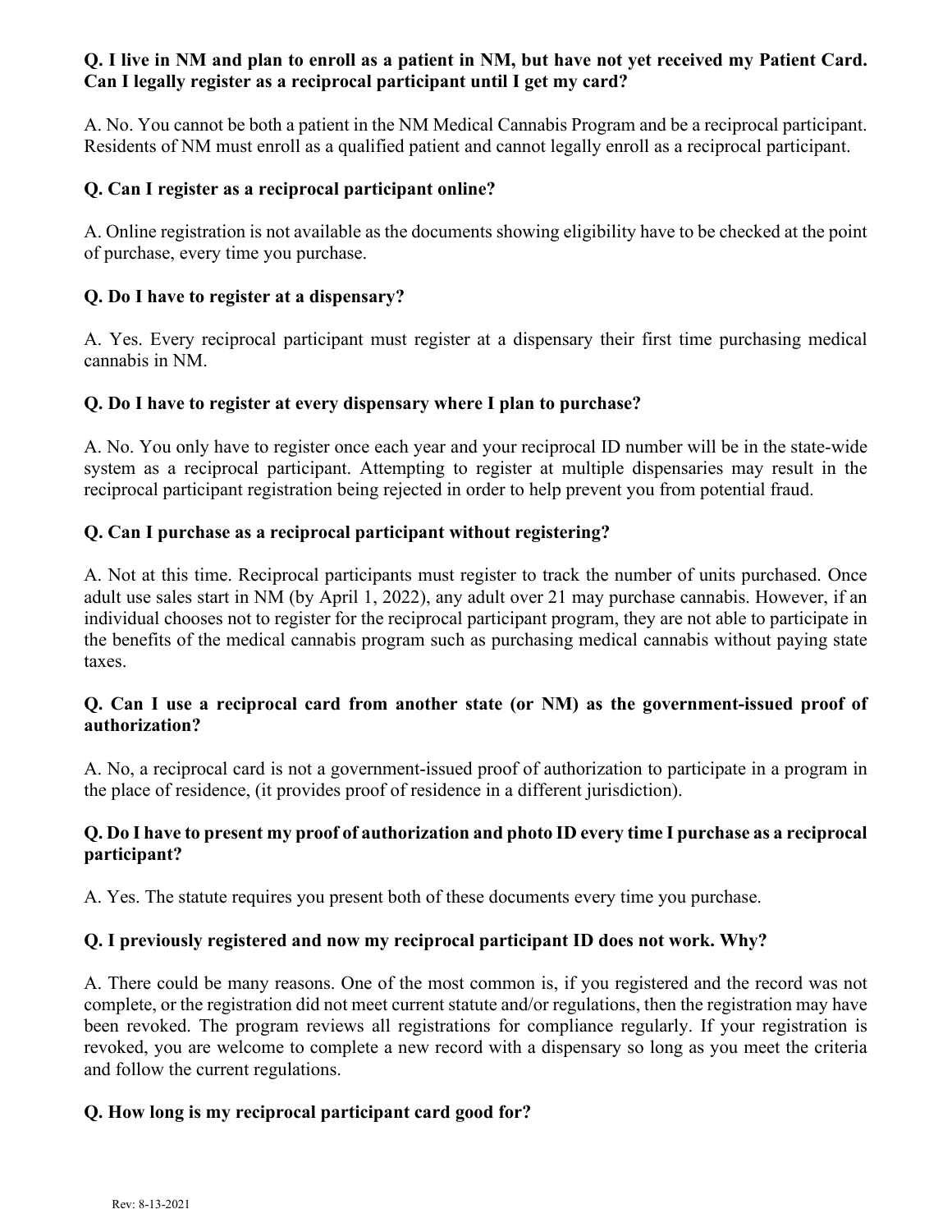**Q. I live in NM and plan to enroll as a patient in NM, but have not yet received my Patient Card. Can I legally register as a reciprocal participant until I get my card?**

A. No. You cannot be both a patient in the NM Medical Cannabis Program and be a reciprocal participant. Residents of NM must enroll as a qualified patient and cannot legally enroll as a reciprocal participant.

**Q. Can I register as a reciprocal participant online?**

A. Online registration is not available as the documents showing eligibility have to be checked at the point of purchase, every time you purchase.

**Q. Do I have to register at a dispensary?**

A. Yes. Every reciprocal participant must register at a dispensary their first time purchasing medical cannabis in NM.

**Q. Do I have to register at every dispensary where I plan to purchase?**

A. No. You only have to register once each year and your reciprocal ID number will be in the state-wide system as a reciprocal participant. Attempting to register at multiple dispensaries may result in the reciprocal participant registration being rejected in order to help prevent you from potential fraud.

**Q. Can I purchase as a reciprocal participant without registering?**

A. Not at this time. Reciprocal participants must register to track the number of units purchased. Once adult use sales start in NM (by April 1, 2022), any adult over 21 may purchase cannabis. However, if an individual chooses not to register for the reciprocal participant program, they are not able to participate in the benefits of the medical cannabis program such as purchasing medical cannabis without paying state taxes.

**Q. Can I use a reciprocal card from another state (or NM) as the government-issued proof of authorization?**

A. No, a reciprocal card is not a government-issued proof of authorization to participate in a program in the place of residence, (it provides proof of residence in a different jurisdiction).

**Q. Do I have to present my proof of authorization and photo ID every time I purchase as a reciprocal participant?**

A. Yes. The statute requires you present both of these documents every time you purchase.

**Q. I previously registered and now my reciprocal participant ID does not work. Why?**

A. There could be many reasons. One of the most common is, if you registered and the record was not complete, or the registration did not meet current statute and/or regulations, then the registration may have been revoked. The program reviews all registrations for compliance regularly. If your registration is revoked, you are welcome to complete a new record with a dispensary so long as you meet the criteria and follow the current regulations.

**Q. How long is my reciprocal participant card good for?**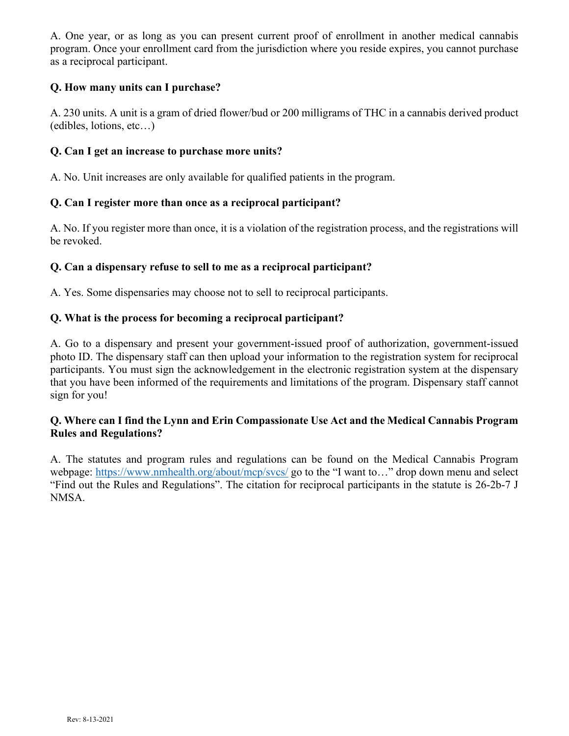A. One year, or as long as you can present current proof of enrollment in another medical cannabis program. Once your enrollment card from the jurisdiction where you reside expires, you cannot purchase as a reciprocal participant.

**Q. How many units can I purchase?**

A. 230 units. A unit is a gram of dried flower/bud or 200 milligrams of THC in a cannabis derived product (edibles, lotions, etc…)

**Q. Can I get an increase to purchase more units?**

A. No. Unit increases are only available for qualified patients in the program.

**Q. Can I register more than once as a reciprocal participant?**

A. No. If you register more than once, it is a violation of the registration process, and the registrations will be revoked.

**Q. Can a dispensary refuse to sell to me as a reciprocal participant?**

A. Yes. Some dispensaries may choose not to sell to reciprocal participants.

**Q. What is the process for becoming a reciprocal participant?**

A. Go to a dispensary and present your government-issued proof of authorization, government-issued photo ID. The dispensary staff can then upload your information to the registration system for reciprocal participants. You must sign the acknowledgement in the electronic registration system at the dispensary that you have been informed of the requirements and limitations of the program. Dispensary staff cannot sign for you!

**Q. Where can I find the Lynn and Erin Compassionate Use Act and the Medical Cannabis Program Rules and Regulations?**

A. The statutes and program rules and regulations can be found on the Medical Cannabis Program webpage: [https://www.nmhealth.org/about/mcp/svcs/](https://www.nmhealth.org/about/mcp/svcs/) go to the "I want to…" drop down menu and select "Find out the Rules and Regulations". The citation for reciprocal participants in the statute is 26-2b-7 J NMSA.

Rev: 8-13-2021